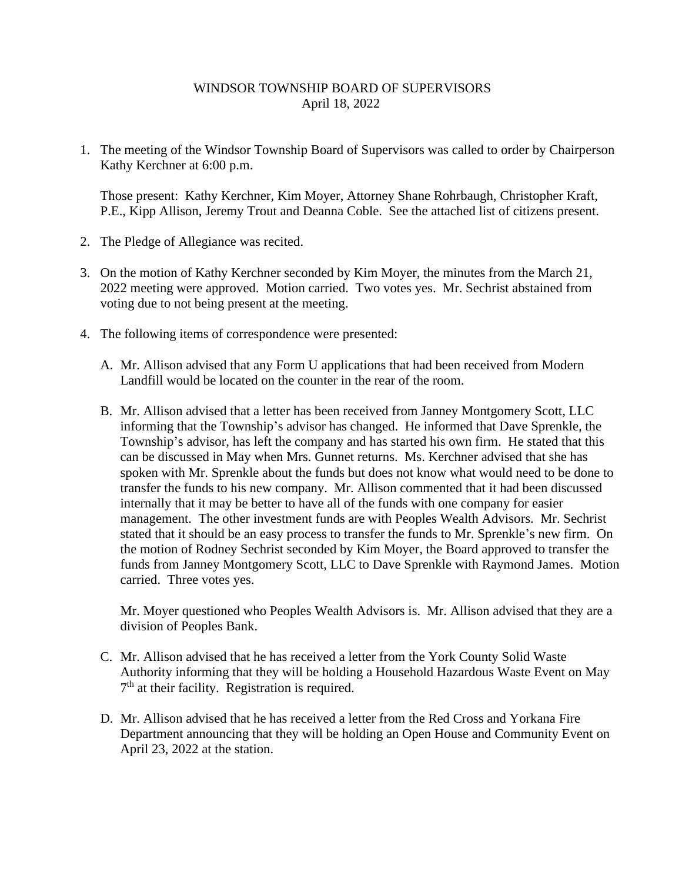# WINDSOR TOWNSHIP BOARD OF SUPERVISORS
April 18, 2022

1. The meeting of the Windsor Township Board of Supervisors was called to order by Chairperson Kathy Kerchner at 6:00 p.m.

   Those present: Kathy Kerchner, Kim Moyer, Attorney Shane Rohrbaugh, Christopher Kraft, P.E., Kipp Allison, Jeremy Trout and Deanna Coble. See the attached list of citizens present.

2. The Pledge of Allegiance was recited.

3. On the motion of Kathy Kerchner seconded by Kim Moyer, the minutes from the March 21, 2022 meeting were approved. Motion carried. Two votes yes. Mr. Sechrist abstained from voting due to not being present at the meeting.

4. The following items of correspondence were presented:

   A. Mr. Allison advised that any Form U applications that had been received from Modern Landfill would be located on the counter in the rear of the room.

   B. Mr. Allison advised that a letter has been received from Janney Montgomery Scott, LLC informing that the Township's advisor has changed. He informed that Dave Sprenkle, the Township's advisor, has left the company and has started his own firm. He stated that this can be discussed in May when Mrs. Gunnet returns. Ms. Kerchner advised that she has spoken with Mr. Sprenkle about the funds but does not know what would need to be done to transfer the funds to his new company. Mr. Allison commented that it had been discussed internally that it may be better to have all of the funds with one company for easier management. The other investment funds are with Peoples Wealth Advisors. Mr. Sechrist stated that it should be an easy process to transfer the funds to Mr. Sprenkle's new firm. On the motion of Rodney Sechrist seconded by Kim Moyer, the Board approved to transfer the funds from Janney Montgomery Scott, LLC to Dave Sprenkle with Raymond James. Motion carried. Three votes yes.

      Mr. Moyer questioned who Peoples Wealth Advisors is. Mr. Allison advised that they are a division of Peoples Bank.

   C. Mr. Allison advised that he has received a letter from the York County Solid Waste Authority informing that they will be holding a Household Hazardous Waste Event on May 7th at their facility. Registration is required.

   D. Mr. Allison advised that he has received a letter from the Red Cross and Yorkana Fire Department announcing that they will be holding an Open House and Community Event on April 23, 2022 at the station.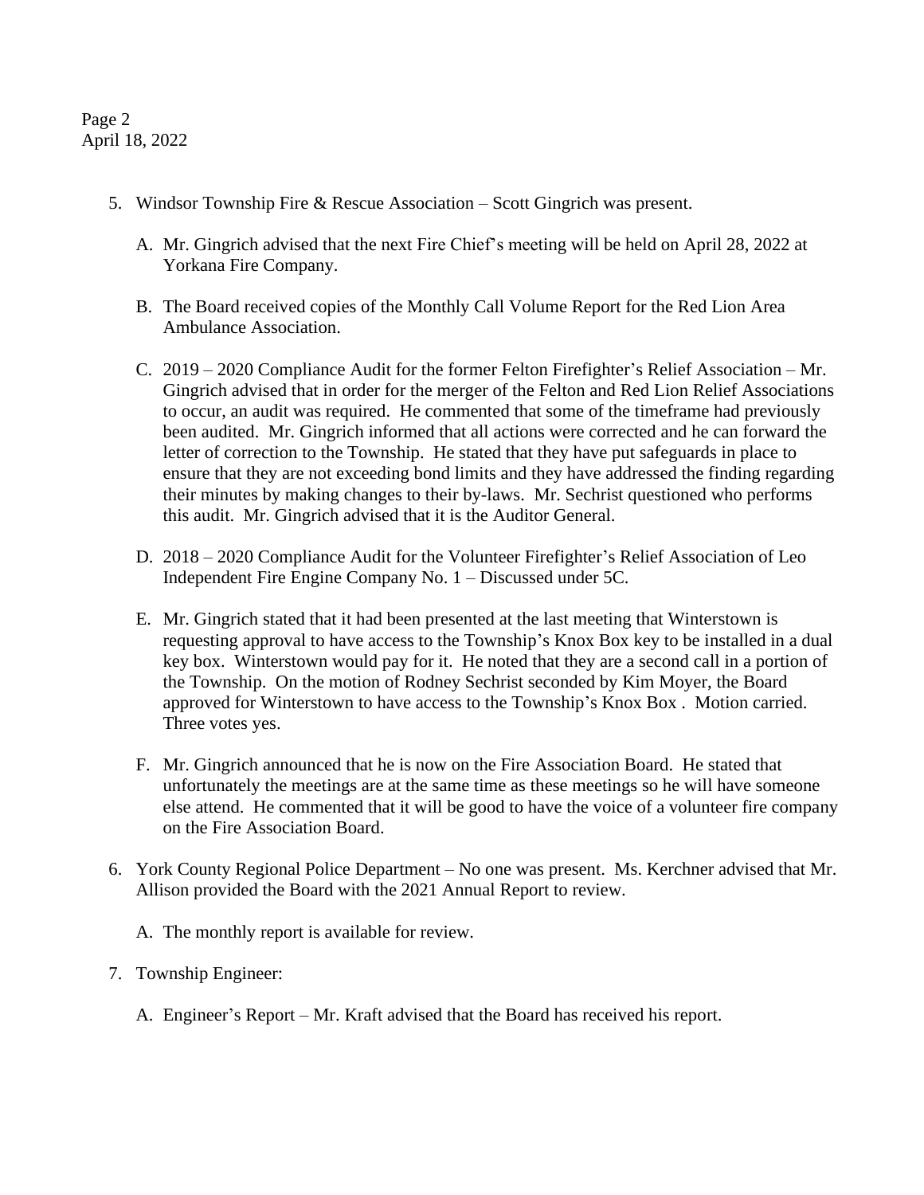5. Windsor Township Fire & Rescue Association – Scott Gingrich was present.

   A. Mr. Gingrich advised that the next Fire Chief's meeting will be held on April 28, 2022 at Yorkana Fire Company.

   B. The Board received copies of the Monthly Call Volume Report for the Red Lion Area Ambulance Association.

   C. 2019 – 2020 Compliance Audit for the former Felton Firefighter's Relief Association – Mr. Gingrich advised that in order for the merger of the Felton and Red Lion Relief Associations to occur, an audit was required. He commented that some of the timeframe had previously been audited. Mr. Gingrich informed that all actions were corrected and he can forward the letter of correction to the Township. He stated that they have put safeguards in place to ensure that they are not exceeding bond limits and they have addressed the finding regarding their minutes by making changes to their by-laws. Mr. Sechrist questioned who performs this audit. Mr. Gingrich advised that it is the Auditor General.

   D. 2018 – 2020 Compliance Audit for the Volunteer Firefighter's Relief Association of Leo Independent Fire Engine Company No. 1 – Discussed under 5C.

   E. Mr. Gingrich stated that it had been presented at the last meeting that Winterstown is requesting approval to have access to the Township's Knox Box key to be installed in a dual key box. Winterstown would pay for it. He noted that they are a second call in a portion of the Township. On the motion of Rodney Sechrist seconded by Kim Moyer, the Board approved for Winterstown to have access to the Township's Knox Box . Motion carried. Three votes yes.

   F. Mr. Gingrich announced that he is now on the Fire Association Board. He stated that unfortunately the meetings are at the same time as these meetings so he will have someone else attend. He commented that it will be good to have the voice of a volunteer fire company on the Fire Association Board.

6. York County Regional Police Department – No one was present. Ms. Kerchner advised that Mr. Allison provided the Board with the 2021 Annual Report to review.

   A. The monthly report is available for review.

7. Township Engineer:

   A. Engineer's Report – Mr. Kraft advised that the Board has received his report.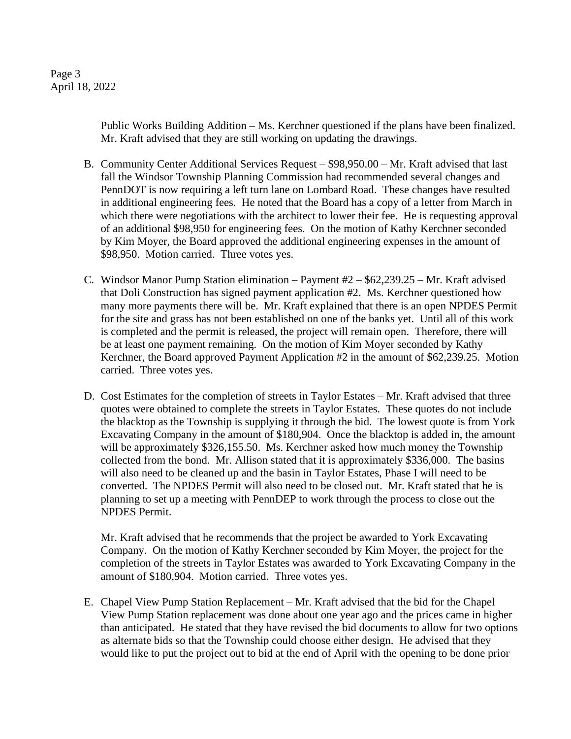Public Works Building Addition – Ms. Kerchner questioned if the plans have been finalized. Mr. Kraft advised that they are still working on updating the drawings.

B. Community Center Additional Services Request – $98,950.00 – Mr. Kraft advised that last fall the Windsor Township Planning Commission had recommended several changes and PennDOT is now requiring a left turn lane on Lombard Road. These changes have resulted in additional engineering fees. He noted that the Board has a copy of a letter from March in which there were negotiations with the architect to lower their fee. He is requesting approval of an additional $98,950 for engineering fees. On the motion of Kathy Kerchner seconded by Kim Moyer, the Board approved the additional engineering expenses in the amount of $98,950. Motion carried. Three votes yes.

C. Windsor Manor Pump Station elimination – Payment #2 – $62,239.25 – Mr. Kraft advised that Doli Construction has signed payment application #2. Ms. Kerchner questioned how many more payments there will be. Mr. Kraft explained that there is an open NPDES Permit for the site and grass has not been established on one of the banks yet. Until all of this work is completed and the permit is released, the project will remain open. Therefore, there will be at least one payment remaining. On the motion of Kim Moyer seconded by Kathy Kerchner, the Board approved Payment Application #2 in the amount of $62,239.25. Motion carried. Three votes yes.

D. Cost Estimates for the completion of streets in Taylor Estates – Mr. Kraft advised that three quotes were obtained to complete the streets in Taylor Estates. These quotes do not include the blacktop as the Township is supplying it through the bid. The lowest quote is from York Excavating Company in the amount of $180,904. Once the blacktop is added in, the amount will be approximately $326,155.50. Ms. Kerchner asked how much money the Township collected from the bond. Mr. Allison stated that it is approximately $336,000. The basins will also need to be cleaned up and the basin in Taylor Estates, Phase I will need to be converted. The NPDES Permit will also need to be closed out. Mr. Kraft stated that he is planning to set up a meeting with PennDEP to work through the process to close out the NPDES Permit.

   Mr. Kraft advised that he recommends that the project be awarded to York Excavating Company. On the motion of Kathy Kerchner seconded by Kim Moyer, the project for the completion of the streets in Taylor Estates was awarded to York Excavating Company in the amount of $180,904. Motion carried. Three votes yes.

E. Chapel View Pump Station Replacement – Mr. Kraft advised that the bid for the Chapel View Pump Station replacement was done about one year ago and the prices came in higher than anticipated. He stated that they have revised the bid documents to allow for two options as alternate bids so that the Township could choose either design. He advised that they would like to put the project out to bid at the end of April with the opening to be done prior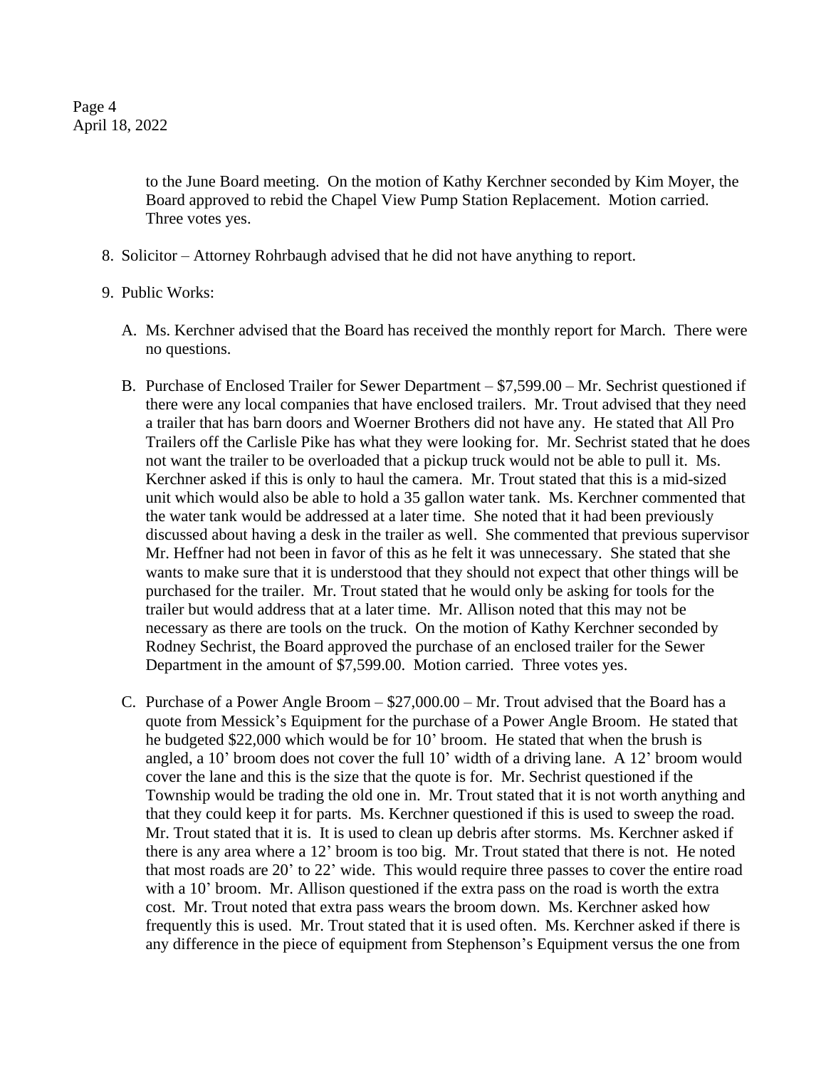to the June Board meeting. On the motion of Kathy Kerchner seconded by Kim Moyer, the Board approved to rebid the Chapel View Pump Station Replacement. Motion carried. Three votes yes.

8. Solicitor – Attorney Rohrbaugh advised that he did not have anything to report.

9. Public Works:

   A. Ms. Kerchner advised that the Board has received the monthly report for March. There were no questions.

   B. Purchase of Enclosed Trailer for Sewer Department – $7,599.00 – Mr. Sechrist questioned if there were any local companies that have enclosed trailers. Mr. Trout advised that they need a trailer that has barn doors and Woerner Brothers did not have any. He stated that All Pro Trailers off the Carlisle Pike has what they were looking for. Mr. Sechrist stated that he does not want the trailer to be overloaded that a pickup truck would not be able to pull it. Ms. Kerchner asked if this is only to haul the camera. Mr. Trout stated that this is a mid-sized unit which would also be able to hold a 35 gallon water tank. Ms. Kerchner commented that the water tank would be addressed at a later time. She noted that it had been previously discussed about having a desk in the trailer as well. She commented that previous supervisor Mr. Heffner had not been in favor of this as he felt it was unnecessary. She stated that she wants to make sure that it is understood that they should not expect that other things will be purchased for the trailer. Mr. Trout stated that he would only be asking for tools for the trailer but would address that at a later time. Mr. Allison noted that this may not be necessary as there are tools on the truck. On the motion of Kathy Kerchner seconded by Rodney Sechrist, the Board approved the purchase of an enclosed trailer for the Sewer Department in the amount of $7,599.00. Motion carried. Three votes yes.

   C. Purchase of a Power Angle Broom – $27,000.00 – Mr. Trout advised that the Board has a quote from Messick's Equipment for the purchase of a Power Angle Broom. He stated that he budgeted $22,000 which would be for 10' broom. He stated that when the brush is angled, a 10' broom does not cover the full 10' width of a driving lane. A 12' broom would cover the lane and this is the size that the quote is for. Mr. Sechrist questioned if the Township would be trading the old one in. Mr. Trout stated that it is not worth anything and that they could keep it for parts. Ms. Kerchner questioned if this is used to sweep the road. Mr. Trout stated that it is. It is used to clean up debris after storms. Ms. Kerchner asked if there is any area where a 12' broom is too big. Mr. Trout stated that there is not. He noted that most roads are 20' to 22' wide. This would require three passes to cover the entire road with a 10' broom. Mr. Allison questioned if the extra pass on the road is worth the extra cost. Mr. Trout noted that extra pass wears the broom down. Ms. Kerchner asked how frequently this is used. Mr. Trout stated that it is used often. Ms. Kerchner asked if there is any difference in the piece of equipment from Stephenson's Equipment versus the one from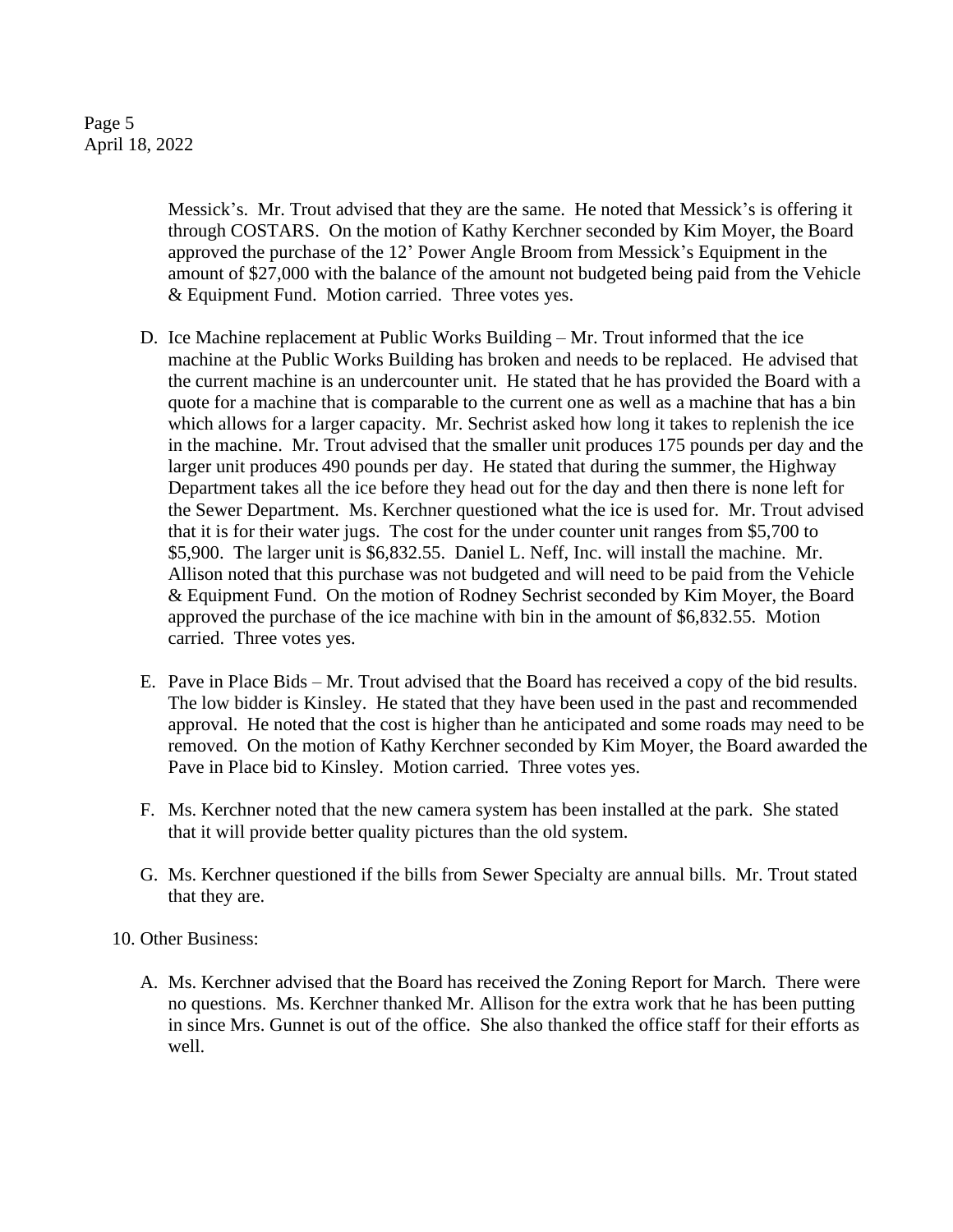Messick's. Mr. Trout advised that they are the same. He noted that Messick's is offering it through COSTARS. On the motion of Kathy Kerchner seconded by Kim Moyer, the Board approved the purchase of the 12' Power Angle Broom from Messick's Equipment in the amount of $27,000 with the balance of the amount not budgeted being paid from the Vehicle & Equipment Fund. Motion carried. Three votes yes.

D. Ice Machine replacement at Public Works Building – Mr. Trout informed that the ice machine at the Public Works Building has broken and needs to be replaced. He advised that the current machine is an undercounter unit. He stated that he has provided the Board with a quote for a machine that is comparable to the current one as well as a machine that has a bin which allows for a larger capacity. Mr. Sechrist asked how long it takes to replenish the ice in the machine. Mr. Trout advised that the smaller unit produces 175 pounds per day and the larger unit produces 490 pounds per day. He stated that during the summer, the Highway Department takes all the ice before they head out for the day and then there is none left for the Sewer Department. Ms. Kerchner questioned what the ice is used for. Mr. Trout advised that it is for their water jugs. The cost for the under counter unit ranges from $5,700 to $5,900. The larger unit is $6,832.55. Daniel L. Neff, Inc. will install the machine. Mr. Allison noted that this purchase was not budgeted and will need to be paid from the Vehicle & Equipment Fund. On the motion of Rodney Sechrist seconded by Kim Moyer, the Board approved the purchase of the ice machine with bin in the amount of $6,832.55. Motion carried. Three votes yes.

E. Pave in Place Bids – Mr. Trout advised that the Board has received a copy of the bid results. The low bidder is Kinsley. He stated that they have been used in the past and recommended approval. He noted that the cost is higher than he anticipated and some roads may need to be removed. On the motion of Kathy Kerchner seconded by Kim Moyer, the Board awarded the Pave in Place bid to Kinsley. Motion carried. Three votes yes.

F. Ms. Kerchner noted that the new camera system has been installed at the park. She stated that it will provide better quality pictures than the old system.

G. Ms. Kerchner questioned if the bills from Sewer Specialty are annual bills. Mr. Trout stated that they are.

10. Other Business:

A. Ms. Kerchner advised that the Board has received the Zoning Report for March. There were no questions. Ms. Kerchner thanked Mr. Allison for the extra work that he has been putting in since Mrs. Gunnet is out of the office. She also thanked the office staff for their efforts as well.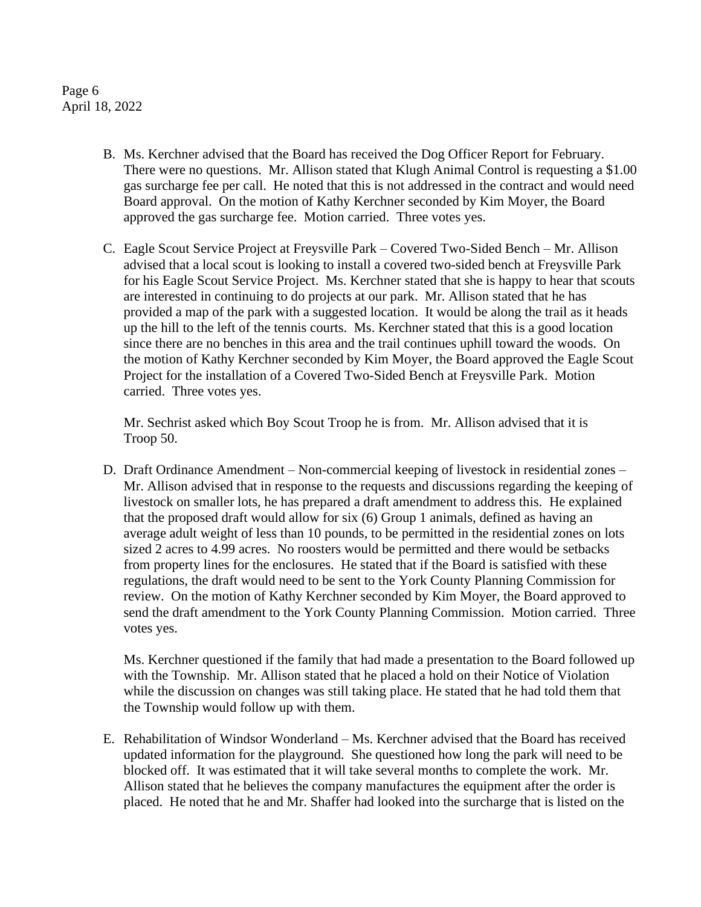B. Ms. Kerchner advised that the Board has received the Dog Officer Report for February. There were no questions. Mr. Allison stated that Klugh Animal Control is requesting a $1.00 gas surcharge fee per call. He noted that this is not addressed in the contract and would need Board approval. On the motion of Kathy Kerchner seconded by Kim Moyer, the Board approved the gas surcharge fee. Motion carried. Three votes yes.

C. Eagle Scout Service Project at Freysville Park – Covered Two-Sided Bench – Mr. Allison advised that a local scout is looking to install a covered two-sided bench at Freysville Park for his Eagle Scout Service Project. Ms. Kerchner stated that she is happy to hear that scouts are interested in continuing to do projects at our park. Mr. Allison stated that he has provided a map of the park with a suggested location. It would be along the trail as it heads up the hill to the left of the tennis courts. Ms. Kerchner stated that this is a good location since there are no benches in this area and the trail continues uphill toward the woods. On the motion of Kathy Kerchner seconded by Kim Moyer, the Board approved the Eagle Scout Project for the installation of a Covered Two-Sided Bench at Freysville Park. Motion carried. Three votes yes.

   Mr. Sechrist asked which Boy Scout Troop he is from. Mr. Allison advised that it is Troop 50.

D. Draft Ordinance Amendment – Non-commercial keeping of livestock in residential zones – Mr. Allison advised that in response to the requests and discussions regarding the keeping of livestock on smaller lots, he has prepared a draft amendment to address this. He explained that the proposed draft would allow for six (6) Group 1 animals, defined as having an average adult weight of less than 10 pounds, to be permitted in the residential zones on lots sized 2 acres to 4.99 acres. No roosters would be permitted and there would be setbacks from property lines for the enclosures. He stated that if the Board is satisfied with these regulations, the draft would need to be sent to the York County Planning Commission for review. On the motion of Kathy Kerchner seconded by Kim Moyer, the Board approved to send the draft amendment to the York County Planning Commission. Motion carried. Three votes yes.

   Ms. Kerchner questioned if the family that had made a presentation to the Board followed up with the Township. Mr. Allison stated that he placed a hold on their Notice of Violation while the discussion on changes was still taking place. He stated that he had told them that the Township would follow up with them.

E. Rehabilitation of Windsor Wonderland – Ms. Kerchner advised that the Board has received updated information for the playground. She questioned how long the park will need to be blocked off. It was estimated that it will take several months to complete the work. Mr. Allison stated that he believes the company manufactures the equipment after the order is placed. He noted that he and Mr. Shaffer had looked into the surcharge that is listed on the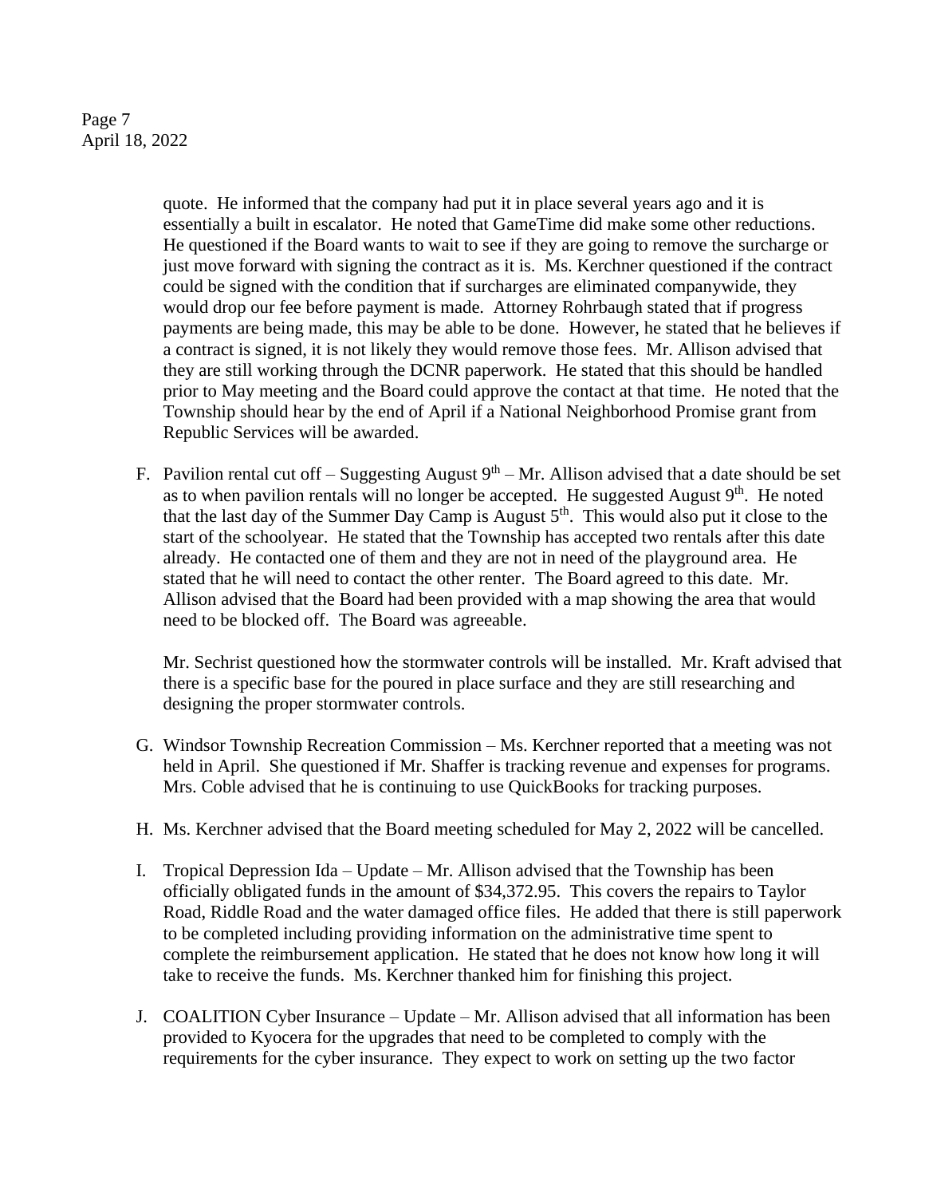quote. He informed that the company had put it in place several years ago and it is essentially a built in escalator. He noted that GameTime did make some other reductions. He questioned if the Board wants to wait to see if they are going to remove the surcharge or just move forward with signing the contract as it is. Ms. Kerchner questioned if the contract could be signed with the condition that if surcharges are eliminated companywide, they would drop our fee before payment is made. Attorney Rohrbaugh stated that if progress payments are being made, this may be able to be done. However, he stated that he believes if a contract is signed, it is not likely they would remove those fees. Mr. Allison advised that they are still working through the DCNR paperwork. He stated that this should be handled prior to May meeting and the Board could approve the contact at that time. He noted that the Township should hear by the end of April if a National Neighborhood Promise grant from Republic Services will be awarded.

F. Pavilion rental cut off – Suggesting August 9th – Mr. Allison advised that a date should be set as to when pavilion rentals will no longer be accepted. He suggested August 9th. He noted that the last day of the Summer Day Camp is August 5th. This would also put it close to the start of the schoolyear. He stated that the Township has accepted two rentals after this date already. He contacted one of them and they are not in need of the playground area. He stated that he will need to contact the other renter. The Board agreed to this date. Mr. Allison advised that the Board had been provided with a map showing the area that would need to be blocked off. The Board was agreeable.

   Mr. Sechrist questioned how the stormwater controls will be installed. Mr. Kraft advised that there is a specific base for the poured in place surface and they are still researching and designing the proper stormwater controls.

G. Windsor Township Recreation Commission – Ms. Kerchner reported that a meeting was not held in April. She questioned if Mr. Shaffer is tracking revenue and expenses for programs. Mrs. Coble advised that he is continuing to use QuickBooks for tracking purposes.

H. Ms. Kerchner advised that the Board meeting scheduled for May 2, 2022 will be cancelled.

I. Tropical Depression Ida – Update – Mr. Allison advised that the Township has been officially obligated funds in the amount of $34,372.95. This covers the repairs to Taylor Road, Riddle Road and the water damaged office files. He added that there is still paperwork to be completed including providing information on the administrative time spent to complete the reimbursement application. He stated that he does not know how long it will take to receive the funds. Ms. Kerchner thanked him for finishing this project.

J. COALITION Cyber Insurance – Update – Mr. Allison advised that all information has been provided to Kyocera for the upgrades that need to be completed to comply with the requirements for the cyber insurance. They expect to work on setting up the two factor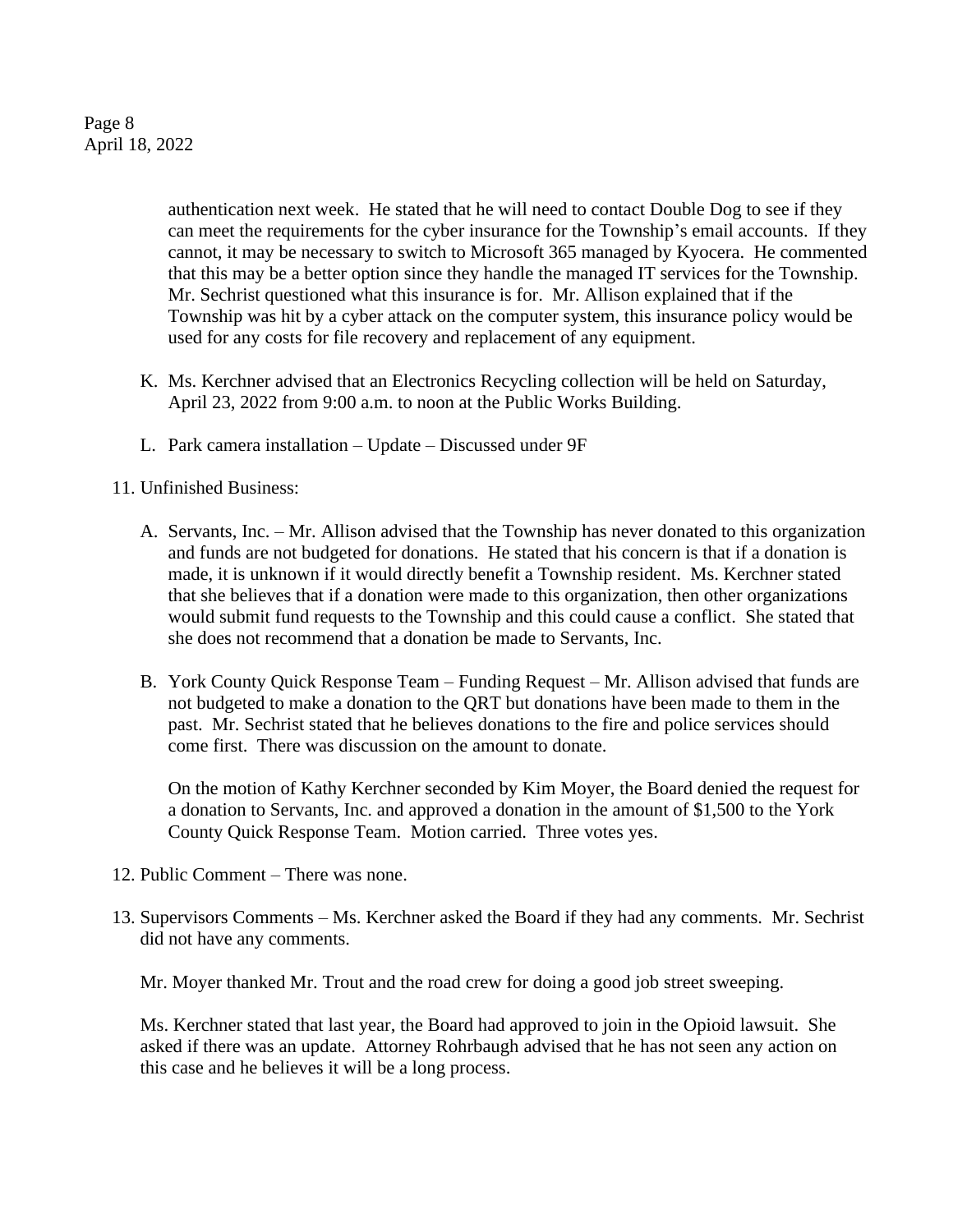authentication next week. He stated that he will need to contact Double Dog to see if they can meet the requirements for the cyber insurance for the Township's email accounts. If they cannot, it may be necessary to switch to Microsoft 365 managed by Kyocera. He commented that this may be a better option since they handle the managed IT services for the Township. Mr. Sechrist questioned what this insurance is for. Mr. Allison explained that if the Township was hit by a cyber attack on the computer system, this insurance policy would be used for any costs for file recovery and replacement of any equipment.

K. Ms. Kerchner advised that an Electronics Recycling collection will be held on Saturday, April 23, 2022 from 9:00 a.m. to noon at the Public Works Building.

L. Park camera installation – Update – Discussed under 9F

11. Unfinished Business:

A. Servants, Inc. – Mr. Allison advised that the Township has never donated to this organization and funds are not budgeted for donations. He stated that his concern is that if a donation is made, it is unknown if it would directly benefit a Township resident. Ms. Kerchner stated that she believes that if a donation were made to this organization, then other organizations would submit fund requests to the Township and this could cause a conflict. She stated that she does not recommend that a donation be made to Servants, Inc.

B. York County Quick Response Team – Funding Request – Mr. Allison advised that funds are not budgeted to make a donation to the QRT but donations have been made to them in the past. Mr. Sechrist stated that he believes donations to the fire and police services should come first. There was discussion on the amount to donate.

On the motion of Kathy Kerchner seconded by Kim Moyer, the Board denied the request for a donation to Servants, Inc. and approved a donation in the amount of $1,500 to the York County Quick Response Team. Motion carried. Three votes yes.

12. Public Comment – There was none.

13. Supervisors Comments – Ms. Kerchner asked the Board if they had any comments. Mr. Sechrist did not have any comments.

Mr. Moyer thanked Mr. Trout and the road crew for doing a good job street sweeping.

Ms. Kerchner stated that last year, the Board had approved to join in the Opioid lawsuit. She asked if there was an update. Attorney Rohrbaugh advised that he has not seen any action on this case and he believes it will be a long process.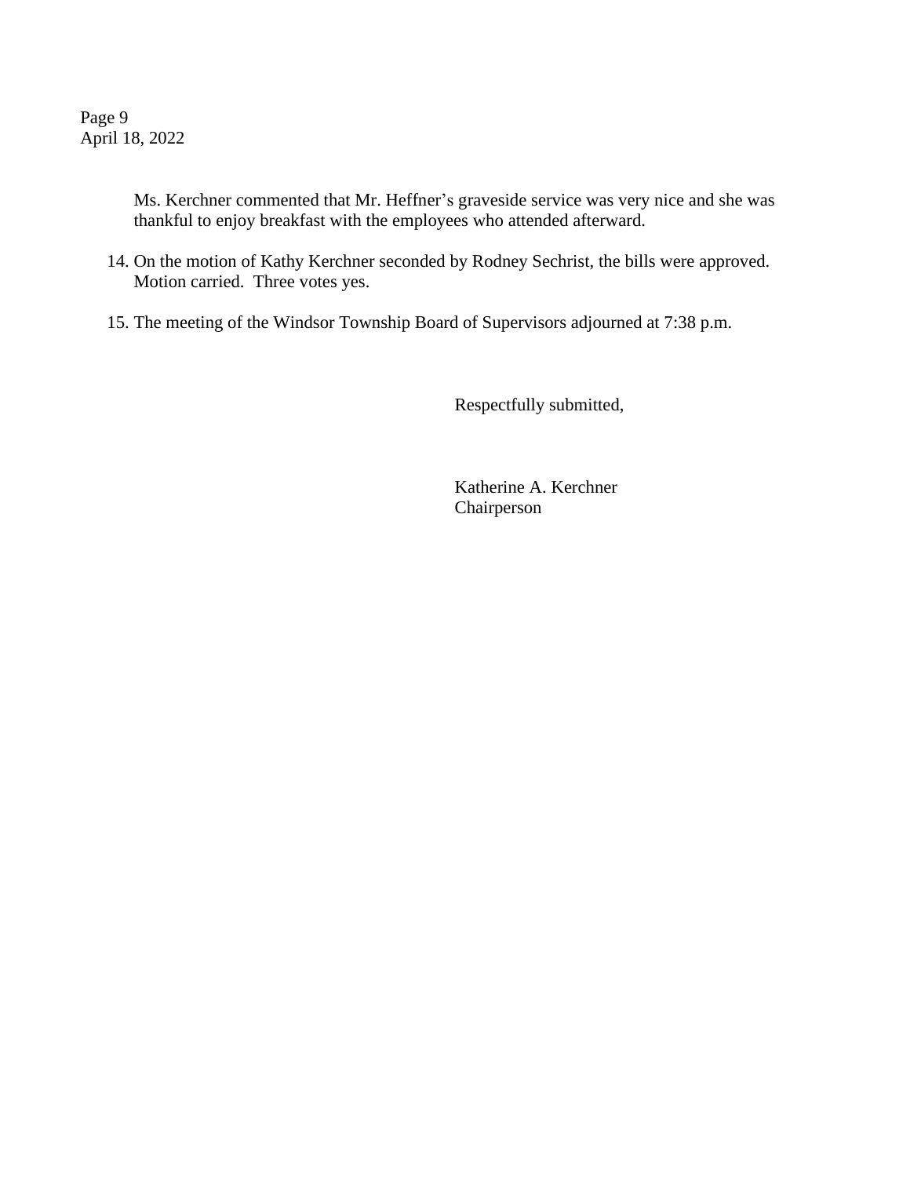Ms. Kerchner commented that Mr. Heffner's graveside service was very nice and she was thankful to enjoy breakfast with the employees who attended afterward.

14. On the motion of Kathy Kerchner seconded by Rodney Sechrist, the bills were approved. Motion carried. Three votes yes.

15. The meeting of the Windsor Township Board of Supervisors adjourned at 7:38 p.m.

Respectfully submitted,

Katherine A. Kerchner
Chairperson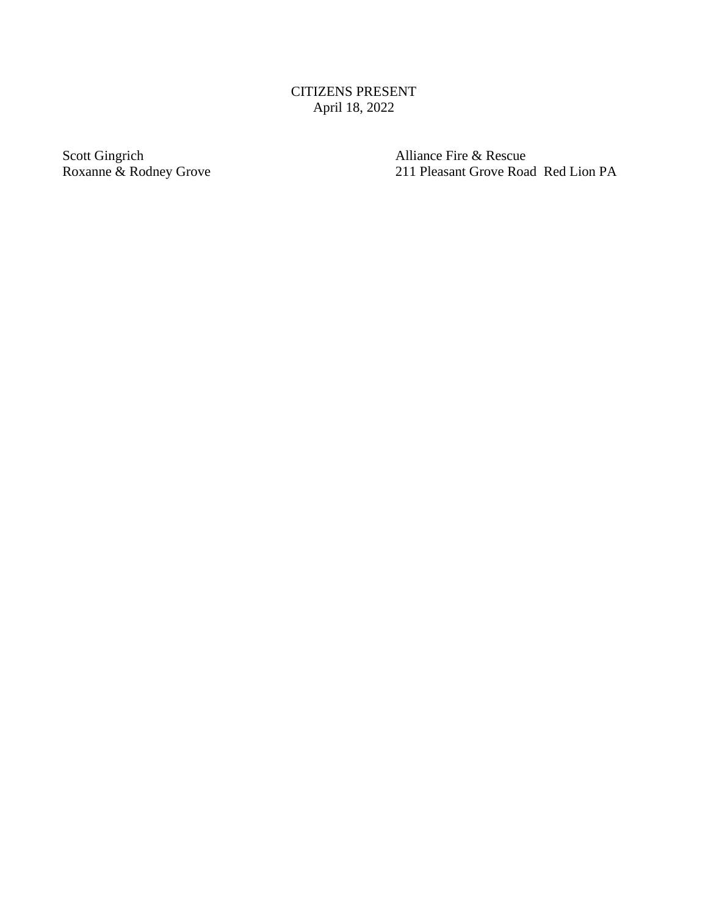# CITIZENS PRESENT

April 18, 2022

Scott Gingrich

Roxanne & Rodney Grove

Alliance Fire & Rescue

211 Pleasant Grove Road Red Lion PA